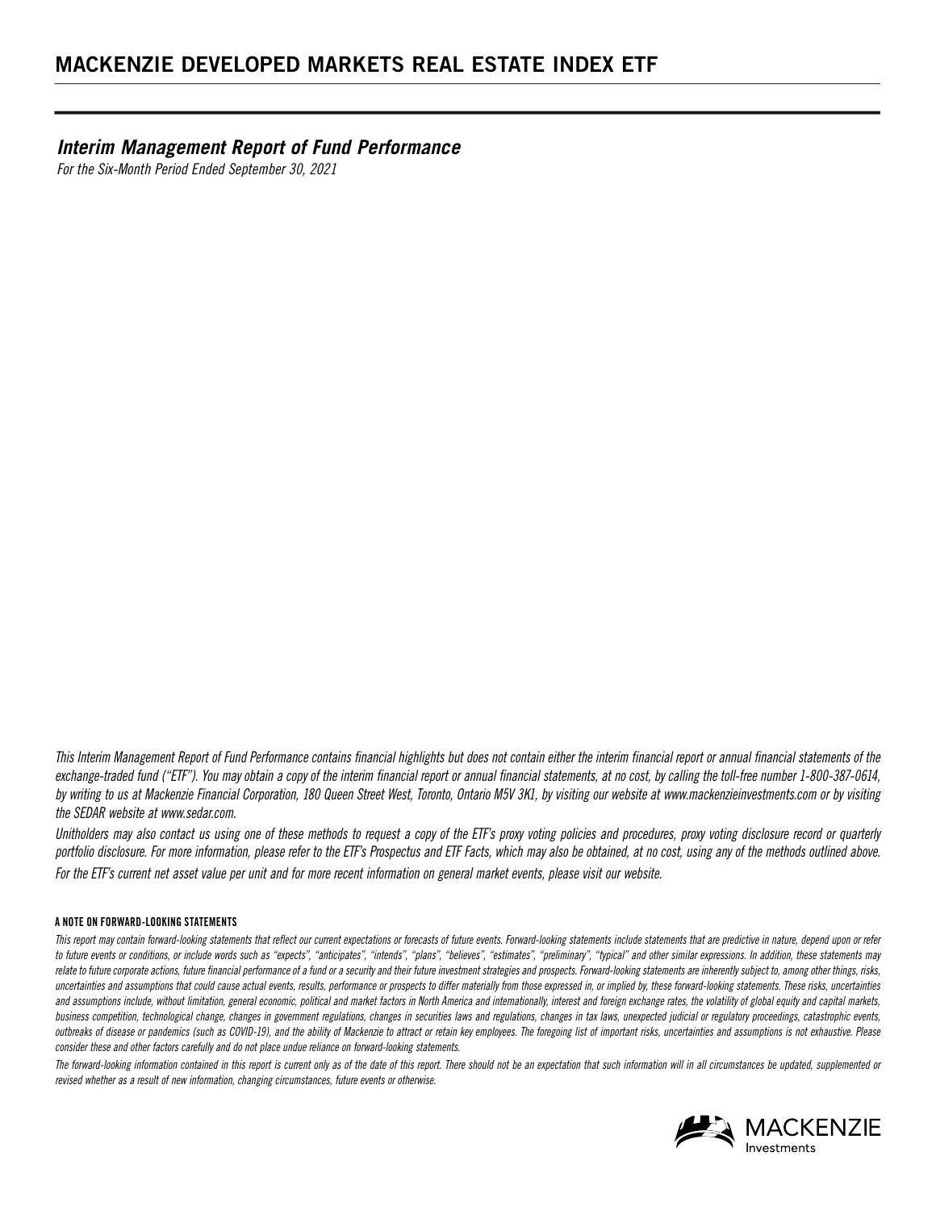# MACKENZIE DEVELOPED MARKETS REAL ESTATE INDEX ETF

## *Interim Management Report of Fund Performance*

*For the Six-Month Period Ended September 30, 2021*

*This Interim Management Report of Fund Performance contains financial highlights but does not contain either the interim financial report or annual financial statements of the exchange-traded fund ("ETF"). You may obtain a copy of the interim financial report or annual financial statements, at no cost, by calling the toll-free number 1-800-387-0614, by writing to us at Mackenzie Financial Corporation, 180 Queen Street West, Toronto, Ontario M5V 3K1, by visiting our website at www.mackenzieinvestments.com or by visiting the SEDAR website at www.sedar.com.*

*Unitholders may also contact us using one of these methods to request a copy of the ETF's proxy voting policies and procedures, proxy voting disclosure record or quarterly portfolio disclosure. For more information, please refer to the ETF's Prospectus and ETF Facts, which may also be obtained, at no cost, using any of the methods outlined above.*

*For the ETF's current net asset value per unit and for more recent information on general market events, please visit our website.*

**A NOTE ON FORWARD-LOOKING STATEMENTS**

*This report may contain forward-looking statements that reflect our current expectations or forecasts of future events. Forward-looking statements include statements that are predictive in nature, depend upon or refer to future events or conditions, or include words such as "expects", "anticipates", "intends", "plans", "believes", "estimates", "preliminary", "typical" and other similar expressions. In addition, these statements may relate to future corporate actions, future financial performance of a fund or a security and their future investment strategies and prospects. Forward-looking statements are inherently subject to, among other things, risks, uncertainties and assumptions that could cause actual events, results, performance or prospects to differ materially from those expressed in, or implied by, these forward-looking statements. These risks, uncertainties and assumptions include, without limitation, general economic, political and market factors in North America and internationally, interest and foreign exchange rates, the volatility of global equity and capital markets, business competition, technological change, changes in government regulations, changes in securities laws and regulations, changes in tax laws, unexpected judicial or regulatory proceedings, catastrophic events, outbreaks of disease or pandemics (such as COVID-19), and the ability of Mackenzie to attract or retain key employees. The foregoing list of important risks, uncertainties and assumptions is not exhaustive. Please consider these and other factors carefully and do not place undue reliance on forward-looking statements.*

*The forward-looking information contained in this report is current only as of the date of this report. There should not be an expectation that such information will in all circumstances be updated, supplemented or revised whether as a result of new information, changing circumstances, future events or otherwise.*

MACKENZIE Investments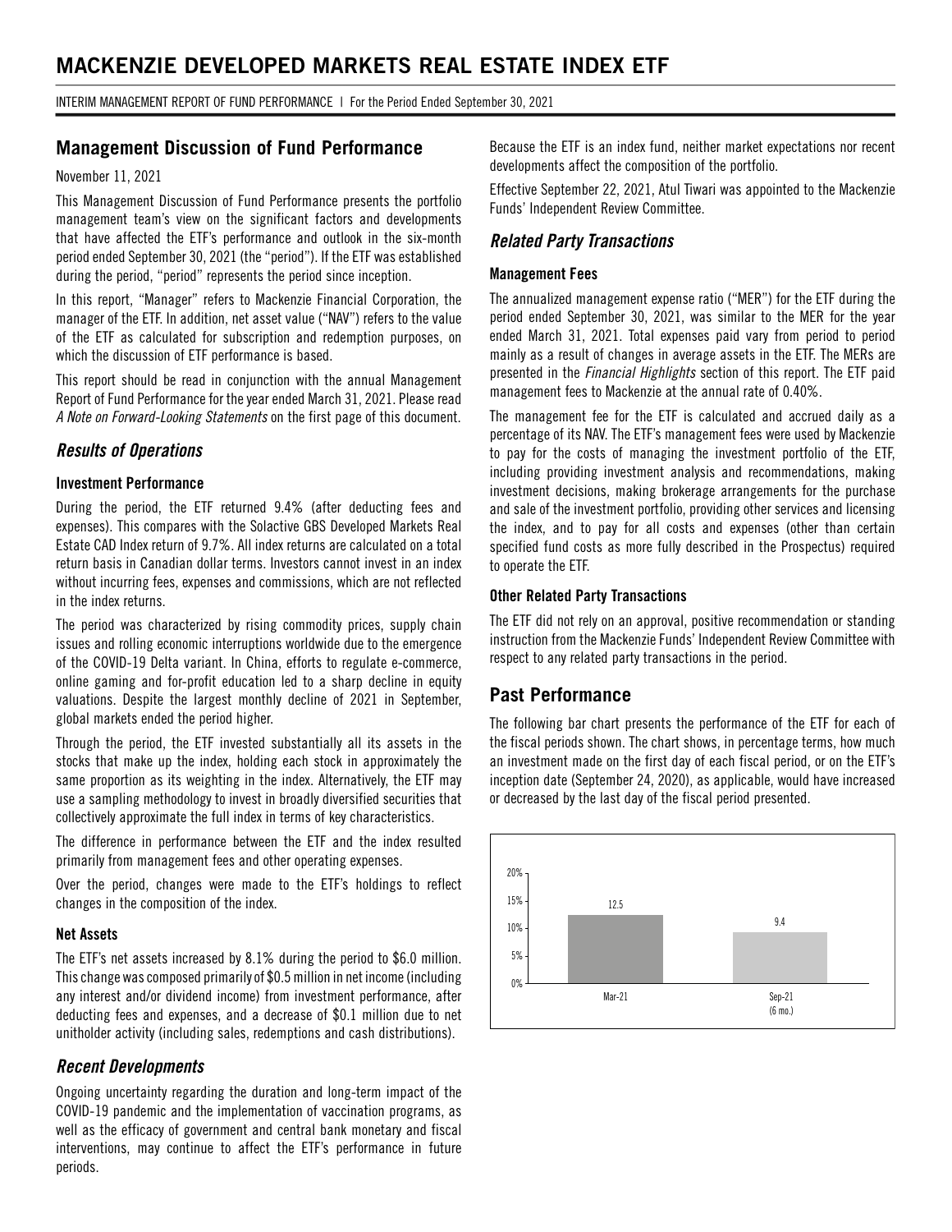# MACKENZIE DEVELOPED MARKETS REAL ESTATE INDEX ETF

INTERIM MANAGEMENT REPORT OF FUND PERFORMANCE | For the Period Ended September 30, 2021

## Management Discussion of Fund Performance

November 11, 2021

This Management Discussion of Fund Performance presents the portfolio management team's view on the significant factors and developments that have affected the ETF's performance and outlook in the six-month period ended September 30, 2021 (the "period"). If the ETF was established during the period, "period" represents the period since inception.

In this report, "Manager" refers to Mackenzie Financial Corporation, the manager of the ETF. In addition, net asset value ("NAV") refers to the value of the ETF as calculated for subscription and redemption purposes, on which the discussion of ETF performance is based.

This report should be read in conjunction with the annual Management Report of Fund Performance for the year ended March 31, 2021. Please read *A Note on Forward-Looking Statements* on the first page of this document.

### *Results of Operations*

#### Investment Performance

During the period, the ETF returned 9.4% (after deducting fees and expenses). This compares with the Solactive GBS Developed Markets Real Estate CAD Index return of 9.7%. All index returns are calculated on a total return basis in Canadian dollar terms. Investors cannot invest in an index without incurring fees, expenses and commissions, which are not reflected in the index returns.

The period was characterized by rising commodity prices, supply chain issues and rolling economic interruptions worldwide due to the emergence of the COVID-19 Delta variant. In China, efforts to regulate e-commerce, online gaming and for-profit education led to a sharp decline in equity valuations. Despite the largest monthly decline of 2021 in September, global markets ended the period higher.

Through the period, the ETF invested substantially all its assets in the stocks that make up the index, holding each stock in approximately the same proportion as its weighting in the index. Alternatively, the ETF may use a sampling methodology to invest in broadly diversified securities that collectively approximate the full index in terms of key characteristics.

The difference in performance between the ETF and the index resulted primarily from management fees and other operating expenses.

Over the period, changes were made to the ETF's holdings to reflect changes in the composition of the index.

#### Net Assets

The ETF's net assets increased by 8.1% during the period to \$6.0 million. This change was composed primarily of \$0.5 million in net income (including any interest and/or dividend income) from investment performance, after deducting fees and expenses, and a decrease of \$0.1 million due to net unitholder activity (including sales, redemptions and cash distributions).

### *Recent Developments*

Ongoing uncertainty regarding the duration and long-term impact of the COVID-19 pandemic and the implementation of vaccination programs, as well as the efficacy of government and central bank monetary and fiscal interventions, may continue to affect the ETF's performance in future periods.

Because the ETF is an index fund, neither market expectations nor recent developments affect the composition of the portfolio.

Effective September 22, 2021, Atul Tiwari was appointed to the Mackenzie Funds' Independent Review Committee.

### *Related Party Transactions*

#### Management Fees

The annualized management expense ratio ("MER") for the ETF during the period ended September 30, 2021, was similar to the MER for the year ended March 31, 2021. Total expenses paid vary from period to period mainly as a result of changes in average assets in the ETF. The MERs are presented in the *Financial Highlights* section of this report. The ETF paid management fees to Mackenzie at the annual rate of 0.40%.

The management fee for the ETF is calculated and accrued daily as a percentage of its NAV. The ETF's management fees were used by Mackenzie to pay for the costs of managing the investment portfolio of the ETF, including providing investment analysis and recommendations, making investment decisions, making brokerage arrangements for the purchase and sale of the investment portfolio, providing other services and licensing the index, and to pay for all costs and expenses (other than certain specified fund costs as more fully described in the Prospectus) required to operate the ETF.

#### Other Related Party Transactions

The ETF did not rely on an approval, positive recommendation or standing instruction from the Mackenzie Funds' Independent Review Committee with respect to any related party transactions in the period.

## Past Performance

The following bar chart presents the performance of the ETF for each of the fiscal periods shown. The chart shows, in percentage terms, how much an investment made on the first day of each fiscal period, or on the ETF's inception date (September 24, 2020), as applicable, would have increased or decreased by the last day of the fiscal period presented.

| Period | Return (%) |
|---|---|
| Mar-21 | 12.5 |
| Sep-21 (6 mo.) | 9.4 |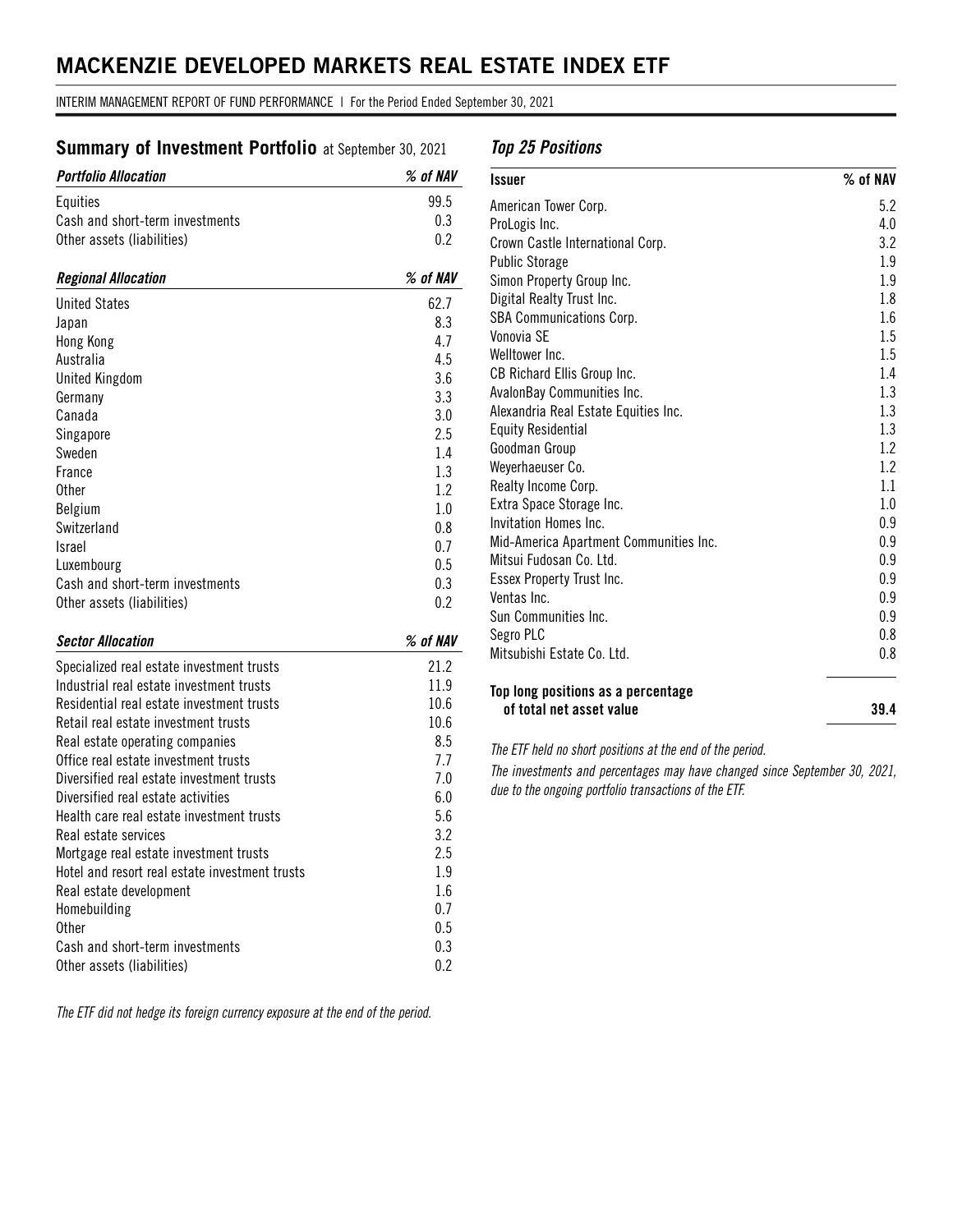# MACKENZIE DEVELOPED MARKETS REAL ESTATE INDEX ETF

INTERIM MANAGEMENT REPORT OF FUND PERFORMANCE | For the Period Ended September 30, 2021

## Summary of Investment Portfolio at September 30, 2021

| *Portfolio Allocation* | *% of NAV* |
|---|---|
| Equities | 99.5 |
| Cash and short-term investments | 0.3 |
| Other assets (liabilities) | 0.2 |

| *Regional Allocation* | *% of NAV* |
|---|---|
| United States | 62.7 |
| Japan | 8.3 |
| Hong Kong | 4.7 |
| Australia | 4.5 |
| United Kingdom | 3.6 |
| Germany | 3.3 |
| Canada | 3.0 |
| Singapore | 2.5 |
| Sweden | 1.4 |
| France | 1.3 |
| Other | 1.2 |
| Belgium | 1.0 |
| Switzerland | 0.8 |
| Israel | 0.7 |
| Luxembourg | 0.5 |
| Cash and short-term investments | 0.3 |
| Other assets (liabilities) | 0.2 |

| *Sector Allocation* | *% of NAV* |
|---|---|
| Specialized real estate investment trusts | 21.2 |
| Industrial real estate investment trusts | 11.9 |
| Residential real estate investment trusts | 10.6 |
| Retail real estate investment trusts | 10.6 |
| Real estate operating companies | 8.5 |
| Office real estate investment trusts | 7.7 |
| Diversified real estate investment trusts | 7.0 |
| Diversified real estate activities | 6.0 |
| Health care real estate investment trusts | 5.6 |
| Real estate services | 3.2 |
| Mortgage real estate investment trusts | 2.5 |
| Hotel and resort real estate investment trusts | 1.9 |
| Real estate development | 1.6 |
| Homebuilding | 0.7 |
| Other | 0.5 |
| Cash and short-term investments | 0.3 |
| Other assets (liabilities) | 0.2 |

*The ETF did not hedge its foreign currency exposure at the end of the period.*

### *Top 25 Positions*

| Issuer | % of NAV |
|---|---|
| American Tower Corp. | 5.2 |
| ProLogis Inc. | 4.0 |
| Crown Castle International Corp. | 3.2 |
| Public Storage | 1.9 |
| Simon Property Group Inc. | 1.9 |
| Digital Realty Trust Inc. | 1.8 |
| SBA Communications Corp. | 1.6 |
| Vonovia SE | 1.5 |
| Welltower Inc. | 1.5 |
| CB Richard Ellis Group Inc. | 1.4 |
| AvalonBay Communities Inc. | 1.3 |
| Alexandria Real Estate Equities Inc. | 1.3 |
| Equity Residential | 1.3 |
| Goodman Group | 1.2 |
| Weyerhaeuser Co. | 1.2 |
| Realty Income Corp. | 1.1 |
| Extra Space Storage Inc. | 1.0 |
| Invitation Homes Inc. | 0.9 |
| Mid-America Apartment Communities Inc. | 0.9 |
| Mitsui Fudosan Co. Ltd. | 0.9 |
| Essex Property Trust Inc. | 0.9 |
| Ventas Inc. | 0.9 |
| Sun Communities Inc. | 0.9 |
| Segro PLC | 0.8 |
| Mitsubishi Estate Co. Ltd. | 0.8 |
| **Top long positions as a percentage of total net asset value** | **39.4** |

*The ETF held no short positions at the end of the period.*

*The investments and percentages may have changed since September 30, 2021, due to the ongoing portfolio transactions of the ETF.*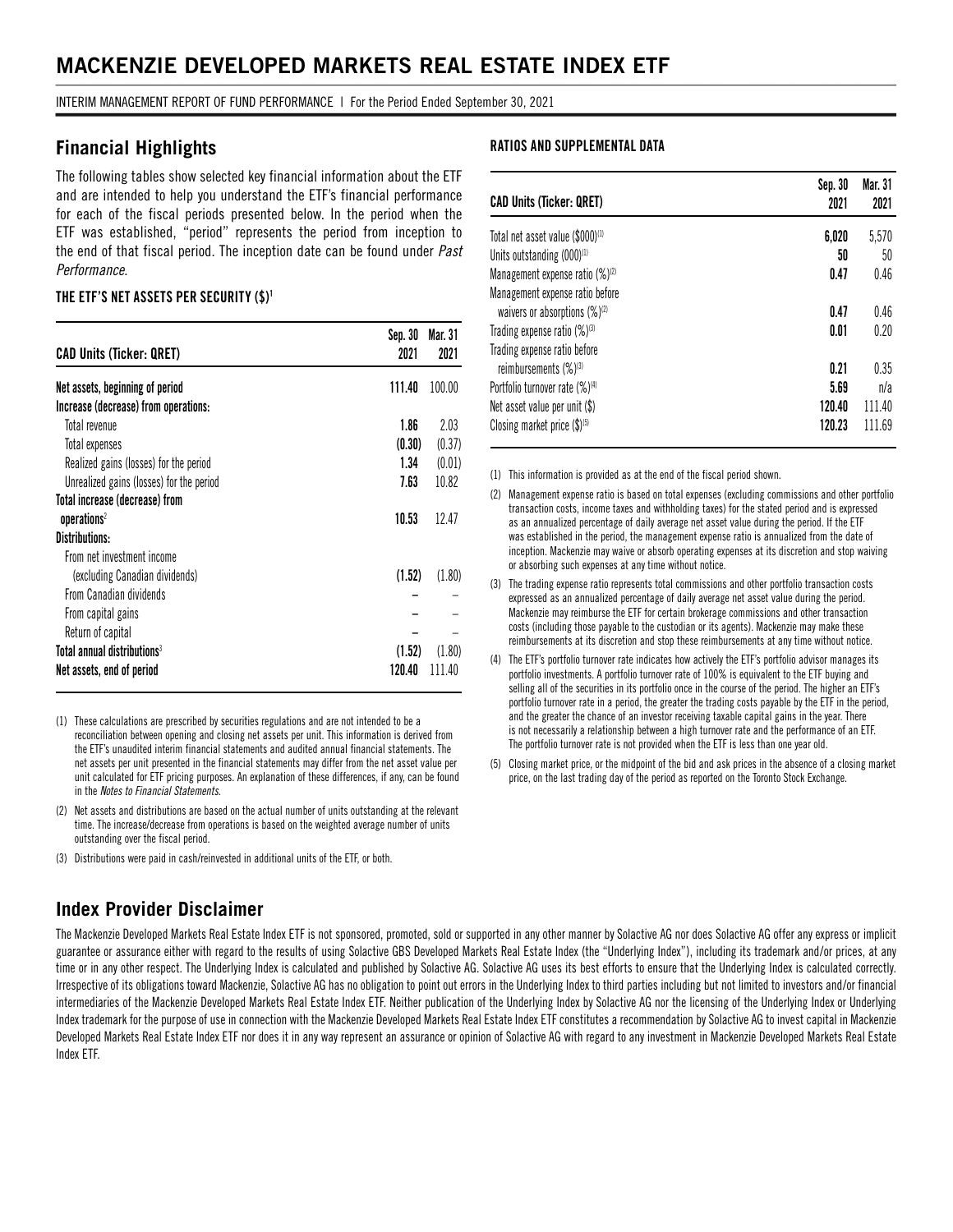# MACKENZIE DEVELOPED MARKETS REAL ESTATE INDEX ETF

INTERIM MANAGEMENT REPORT OF FUND PERFORMANCE | For the Period Ended September 30, 2021

## Financial Highlights

The following tables show selected key financial information about the ETF and are intended to help you understand the ETF's financial performance for each of the fiscal periods presented below. In the period when the ETF was established, "period" represents the period from inception to the end of that fiscal period. The inception date can be found under *Past Performance*.

### THE ETF'S NET ASSETS PER SECURITY ($)[1]

| CAD Units (Ticker: QRET) | Sep. 30 2021 | Mar. 31 2021 |
|---|---|---|
| **Net assets, beginning of period** | **111.40** | 100.00 |
| **Increase (decrease) from operations:** | | |
| Total revenue | **1.86** | 2.03 |
| Total expenses | **(0.30)** | (0.37) |
| Realized gains (losses) for the period | **1.34** | (0.01) |
| Unrealized gains (losses) for the period | **7.63** | 10.82 |
| **Total increase (decrease) from operations**[2] | **10.53** | 12.47 |
| **Distributions:** | | |
| From net investment income (excluding Canadian dividends) | **(1.52)** | (1.80) |
| From Canadian dividends | **–** | – |
| From capital gains | **–** | – |
| Return of capital | **–** | – |
| **Total annual distributions**[3] | **(1.52)** | (1.80) |
| **Net assets, end of period** | **120.40** | 111.40 |

(1) These calculations are prescribed by securities regulations and are not intended to be a reconciliation between opening and closing net assets per unit. This information is derived from the ETF's unaudited interim financial statements and audited annual financial statements. The net assets per unit presented in the financial statements may differ from the net asset value per unit calculated for ETF pricing purposes. An explanation of these differences, if any, can be found in the *Notes to Financial Statements*.

(2) Net assets and distributions are based on the actual number of units outstanding at the relevant time. The increase/decrease from operations is based on the weighted average number of units outstanding over the fiscal period.

(3) Distributions were paid in cash/reinvested in additional units of the ETF, or both.

### RATIOS AND SUPPLEMENTAL DATA

| CAD Units (Ticker: QRET) | Sep. 30 2021 | Mar. 31 2021 |
|---|---|---|
| Total net asset value ($000)[1] | **6,020** | 5,570 |
| Units outstanding (000)[1] | **50** | 50 |
| Management expense ratio (%)[2] | **0.47** | 0.46 |
| Management expense ratio before waivers or absorptions (%)[2] | **0.47** | 0.46 |
| Trading expense ratio (%)[3] | **0.01** | 0.20 |
| Trading expense ratio before reimbursements (%)[3] | **0.21** | 0.35 |
| Portfolio turnover rate (%)[4] | **5.69** | n/a |
| Net asset value per unit ($) | **120.40** | 111.40 |
| Closing market price ($)[5] | **120.23** | 111.69 |

(1) This information is provided as at the end of the fiscal period shown.

(2) Management expense ratio is based on total expenses (excluding commissions and other portfolio transaction costs, income taxes and withholding taxes) for the stated period and is expressed as an annualized percentage of daily average net asset value during the period. If the ETF was established in the period, the management expense ratio is annualized from the date of inception. Mackenzie may waive or absorb operating expenses at its discretion and stop waiving or absorbing such expenses at any time without notice.

(3) The trading expense ratio represents total commissions and other portfolio transaction costs expressed as an annualized percentage of daily average net asset value during the period. Mackenzie may reimburse the ETF for certain brokerage commissions and other transaction costs (including those payable to the custodian or its agents). Mackenzie may make these reimbursements at its discretion and stop these reimbursements at any time without notice.

(4) The ETF's portfolio turnover rate indicates how actively the ETF's portfolio advisor manages its portfolio investments. A portfolio turnover rate of 100% is equivalent to the ETF buying and selling all of the securities in its portfolio once in the course of the period. The higher an ETF's portfolio turnover rate in a period, the greater the trading costs payable by the ETF in the period, and the greater the chance of an investor receiving taxable capital gains in the year. There is not necessarily a relationship between a high turnover rate and the performance of an ETF. The portfolio turnover rate is not provided when the ETF is less than one year old.

(5) Closing market price, or the midpoint of the bid and ask prices in the absence of a closing market price, on the last trading day of the period as reported on the Toronto Stock Exchange.

## Index Provider Disclaimer

The Mackenzie Developed Markets Real Estate Index ETF is not sponsored, promoted, sold or supported in any other manner by Solactive AG nor does Solactive AG offer any express or implicit guarantee or assurance either with regard to the results of using Solactive GBS Developed Markets Real Estate Index (the "Underlying Index"), including its trademark and/or prices, at any time or in any other respect. The Underlying Index is calculated and published by Solactive AG. Solactive AG uses its best efforts to ensure that the Underlying Index is calculated correctly. Irrespective of its obligations toward Mackenzie, Solactive AG has no obligation to point out errors in the Underlying Index to third parties including but not limited to investors and/or financial intermediaries of the Mackenzie Developed Markets Real Estate Index ETF. Neither publication of the Underlying Index by Solactive AG nor the licensing of the Underlying Index or Underlying Index trademark for the purpose of use in connection with the Mackenzie Developed Markets Real Estate Index ETF constitutes a recommendation by Solactive AG to invest capital in Mackenzie Developed Markets Real Estate Index ETF nor does it in any way represent an assurance or opinion of Solactive AG with regard to any investment in Mackenzie Developed Markets Real Estate Index ETF.